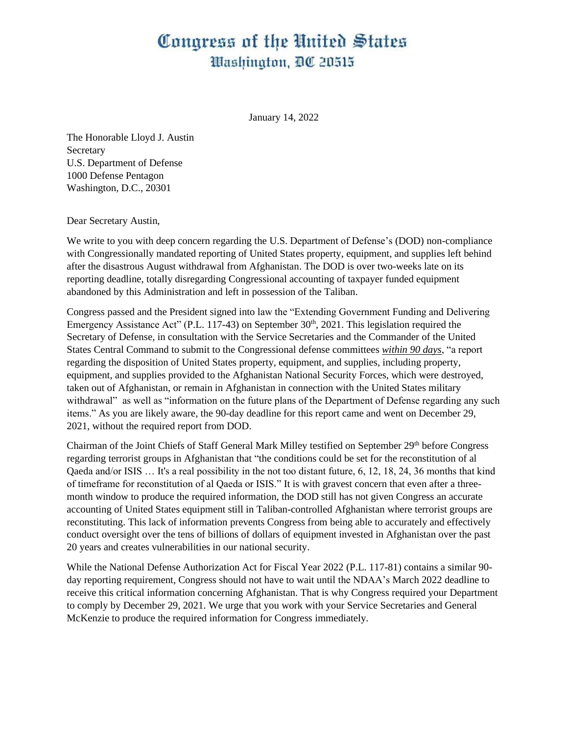# Congress of the United States
## Washington, DC 20515

January 14, 2022

The Honorable Lloyd J. Austin
Secretary
U.S. Department of Defense
1000 Defense Pentagon
Washington, D.C., 20301

Dear Secretary Austin,

We write to you with deep concern regarding the U.S. Department of Defense's (DOD) non-compliance with Congressionally mandated reporting of United States property, equipment, and supplies left behind after the disastrous August withdrawal from Afghanistan. The DOD is over two-weeks late on its reporting deadline, totally disregarding Congressional accounting of taxpayer funded equipment abandoned by this Administration and left in possession of the Taliban.

Congress passed and the President signed into law the "Extending Government Funding and Delivering Emergency Assistance Act" (P.L. 117-43) on September 30th, 2021. This legislation required the Secretary of Defense, in consultation with the Service Secretaries and the Commander of the United States Central Command to submit to the Congressional defense committees ***within 90 days***, "a report regarding the disposition of United States property, equipment, and supplies, including property, equipment, and supplies provided to the Afghanistan National Security Forces, which were destroyed, taken out of Afghanistan, or remain in Afghanistan in connection with the United States military withdrawal" as well as "information on the future plans of the Department of Defense regarding any such items." As you are likely aware, the 90-day deadline for this report came and went on December 29, 2021, without the required report from DOD.

Chairman of the Joint Chiefs of Staff General Mark Milley testified on September 29th before Congress regarding terrorist groups in Afghanistan that "the conditions could be set for the reconstitution of al Qaeda and/or ISIS … It's a real possibility in the not too distant future, 6, 12, 18, 24, 36 months that kind of timeframe for reconstitution of al Qaeda or ISIS." It is with gravest concern that even after a three-month window to produce the required information, the DOD still has not given Congress an accurate accounting of United States equipment still in Taliban-controlled Afghanistan where terrorist groups are reconstituting. This lack of information prevents Congress from being able to accurately and effectively conduct oversight over the tens of billions of dollars of equipment invested in Afghanistan over the past 20 years and creates vulnerabilities in our national security.

While the National Defense Authorization Act for Fiscal Year 2022 (P.L. 117-81) contains a similar 90-day reporting requirement, Congress should not have to wait until the NDAA's March 2022 deadline to receive this critical information concerning Afghanistan. That is why Congress required your Department to comply by December 29, 2021. We urge that you work with your Service Secretaries and General McKenzie to produce the required information for Congress immediately.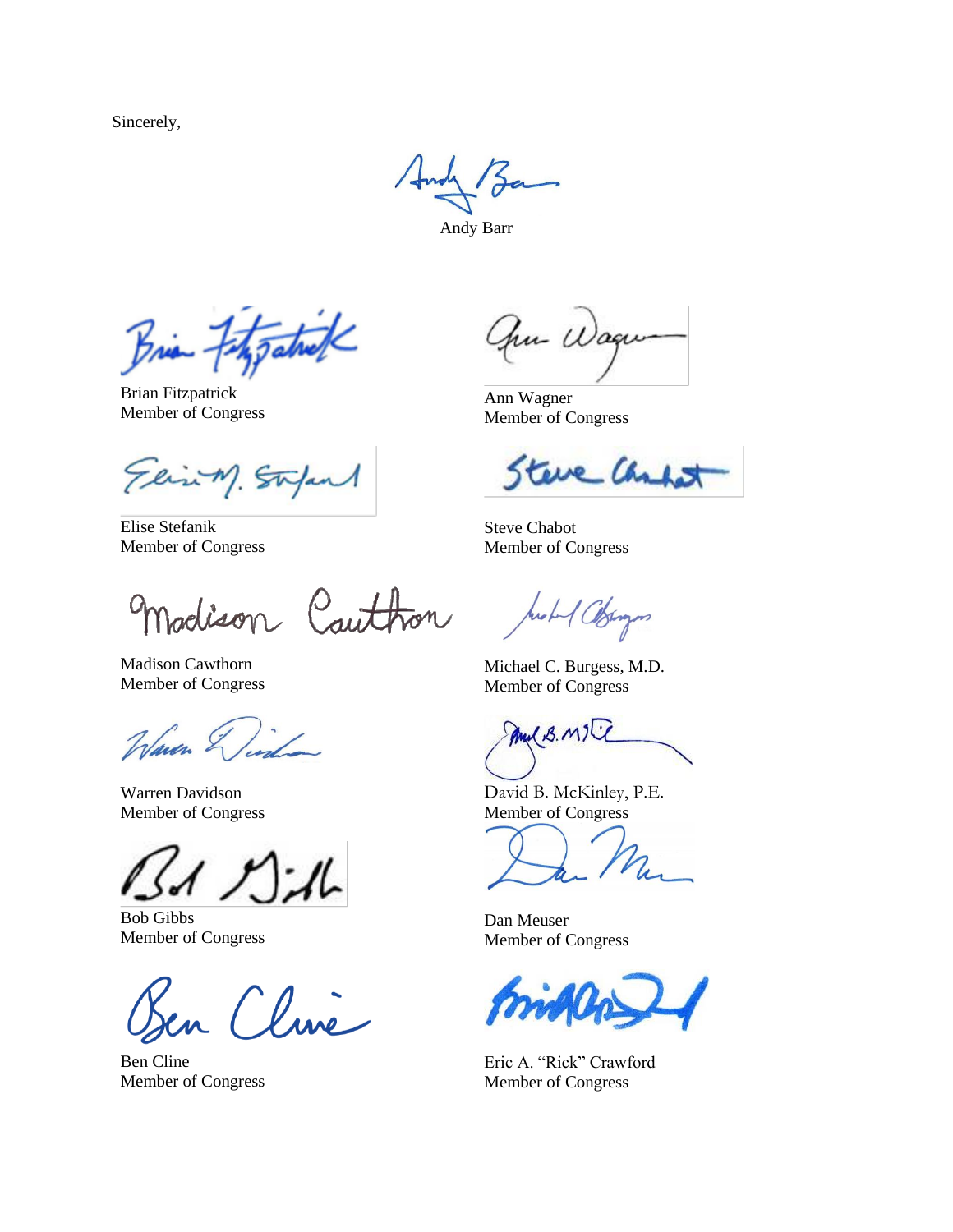Sincerely,

Andy Barr

Brian Fitzpatrick
Member of Congress

Ann Wagner
Member of Congress

Elise Stefanik
Member of Congress

Steve Chabot
Member of Congress

Madison Cawthorn
Member of Congress

Michael C. Burgess, M.D.
Member of Congress

Warren Davidson
Member of Congress

David B. McKinley, P.E.
Member of Congress

Bob Gibbs
Member of Congress

Dan Meuser
Member of Congress

Ben Cline
Member of Congress

Eric A. "Rick" Crawford
Member of Congress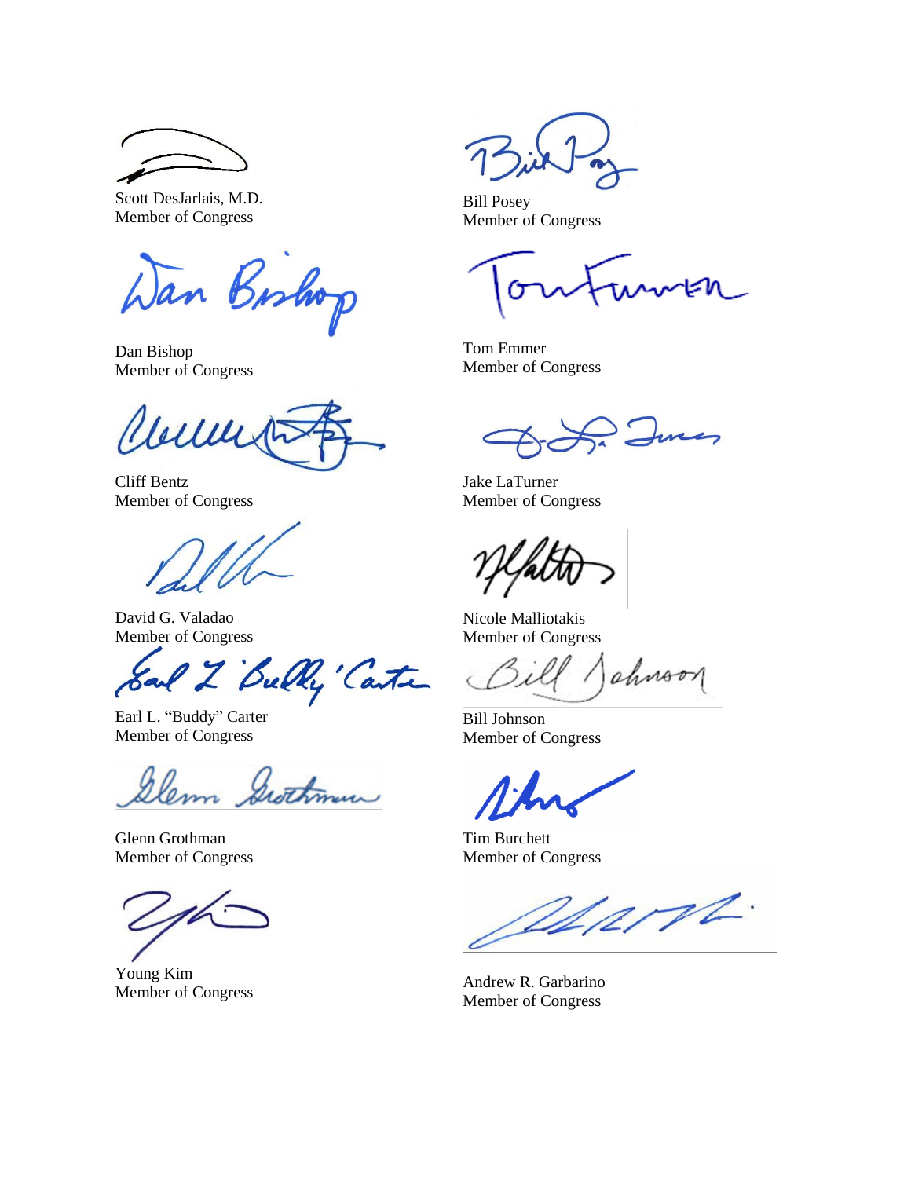Scott DesJarlais, M.D.
Member of Congress

Bill Posey
Member of Congress

Dan Bishop
Member of Congress

Tom Emmer
Member of Congress

Cliff Bentz
Member of Congress

Jake LaTurner
Member of Congress

David G. Valadao
Member of Congress

Nicole Malliotakis
Member of Congress

Earl L. "Buddy" Carter
Member of Congress

Bill Johnson
Member of Congress

Glenn Grothman
Member of Congress

Tim Burchett
Member of Congress

Young Kim
Member of Congress

Andrew R. Garbarino
Member of Congress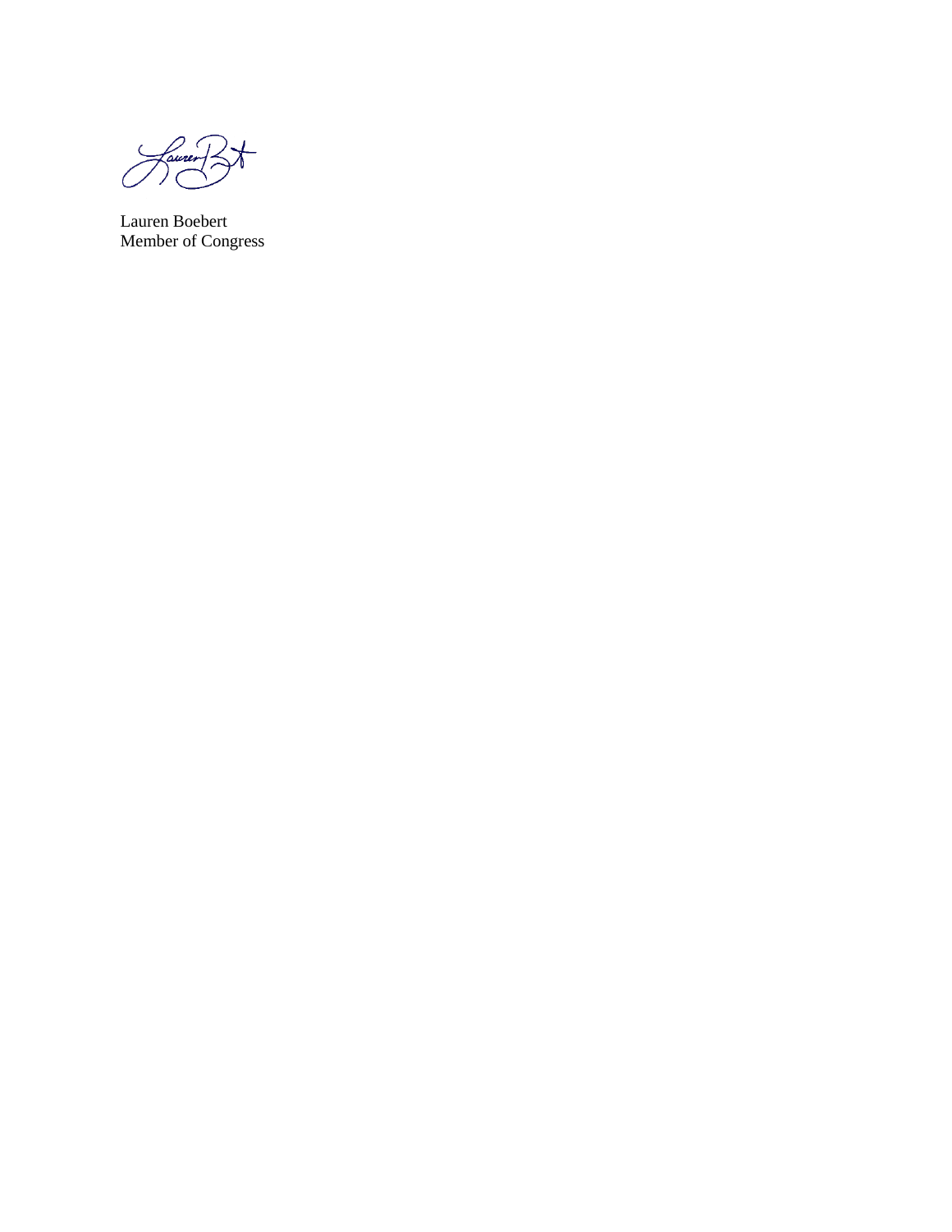Lauren Boebert
Member of Congress